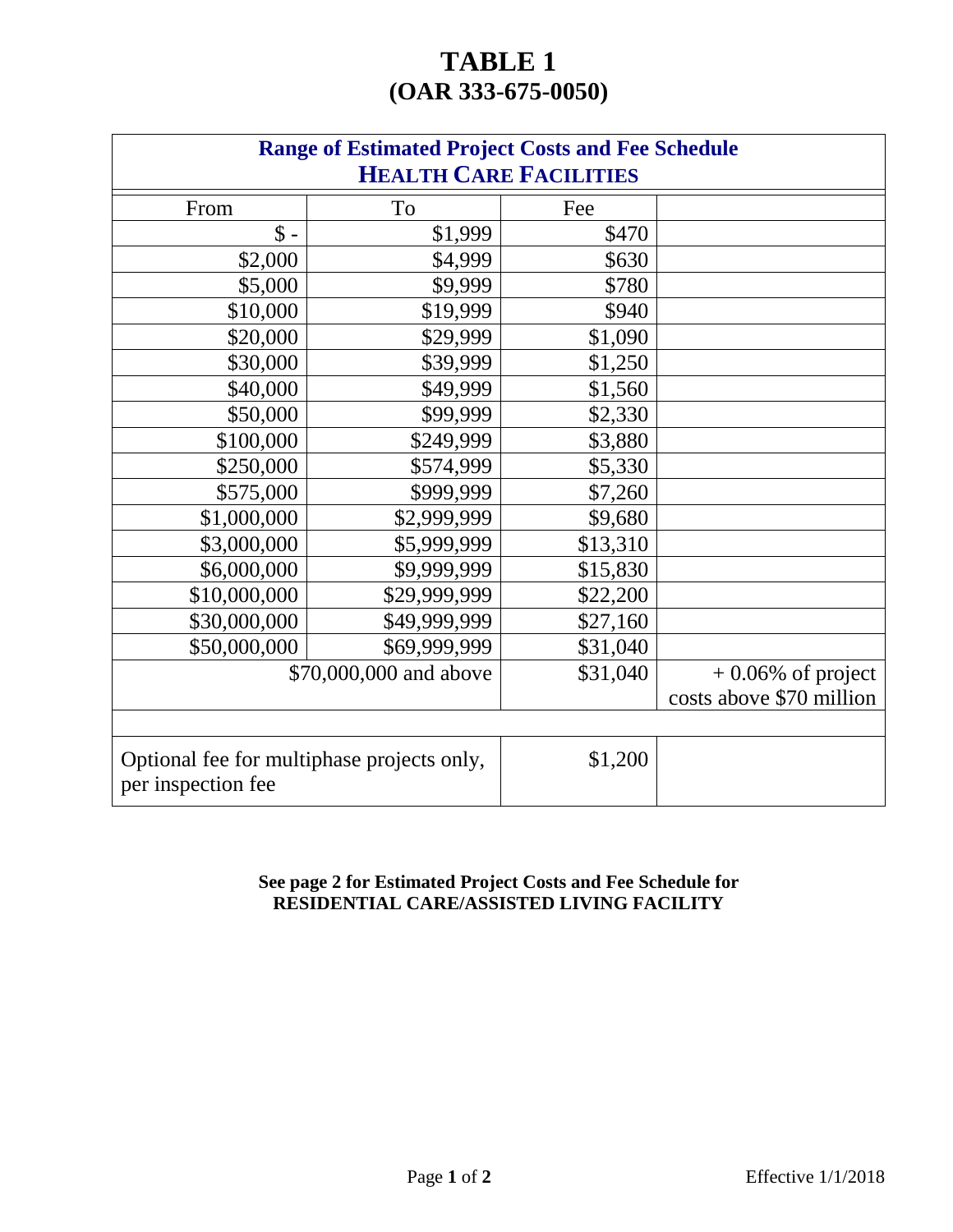# TABLE 1
## (OAR 333-675-0050)

**Range of Estimated Project Costs and Fee Schedule**
**HEALTH CARE FACILITIES**

| From | To | Fee | |
|---|---|---|---|
| $ - | $1,999 | $470 | |
| $2,000 | $4,999 | $630 | |
| $5,000 | $9,999 | $780 | |
| $10,000 | $19,999 | $940 | |
| $20,000 | $29,999 | $1,090 | |
| $30,000 | $39,999 | $1,250 | |
| $40,000 | $49,999 | $1,560 | |
| $50,000 | $99,999 | $2,330 | |
| $100,000 | $249,999 | $3,880 | |
| $250,000 | $574,999 | $5,330 | |
| $575,000 | $999,999 | $7,260 | |
| $1,000,000 | $2,999,999 | $9,680 | |
| $3,000,000 | $5,999,999 | $13,310 | |
| $6,000,000 | $9,999,999 | $15,830 | |
| $10,000,000 | $29,999,999 | $22,200 | |
| $30,000,000 | $49,999,999 | $27,160 | |
| $50,000,000 | $69,999,999 | $31,040 | |
| $70,000,000 and above | | $31,040 | + 0.06% of project costs above $70 million |
| | | | |
| Optional fee for multiphase projects only, per inspection fee | | $1,200 | |

**See page 2 for Estimated Project Costs and Fee Schedule for RESIDENTIAL CARE/ASSISTED LIVING FACILITY**

Effective 1/1/2018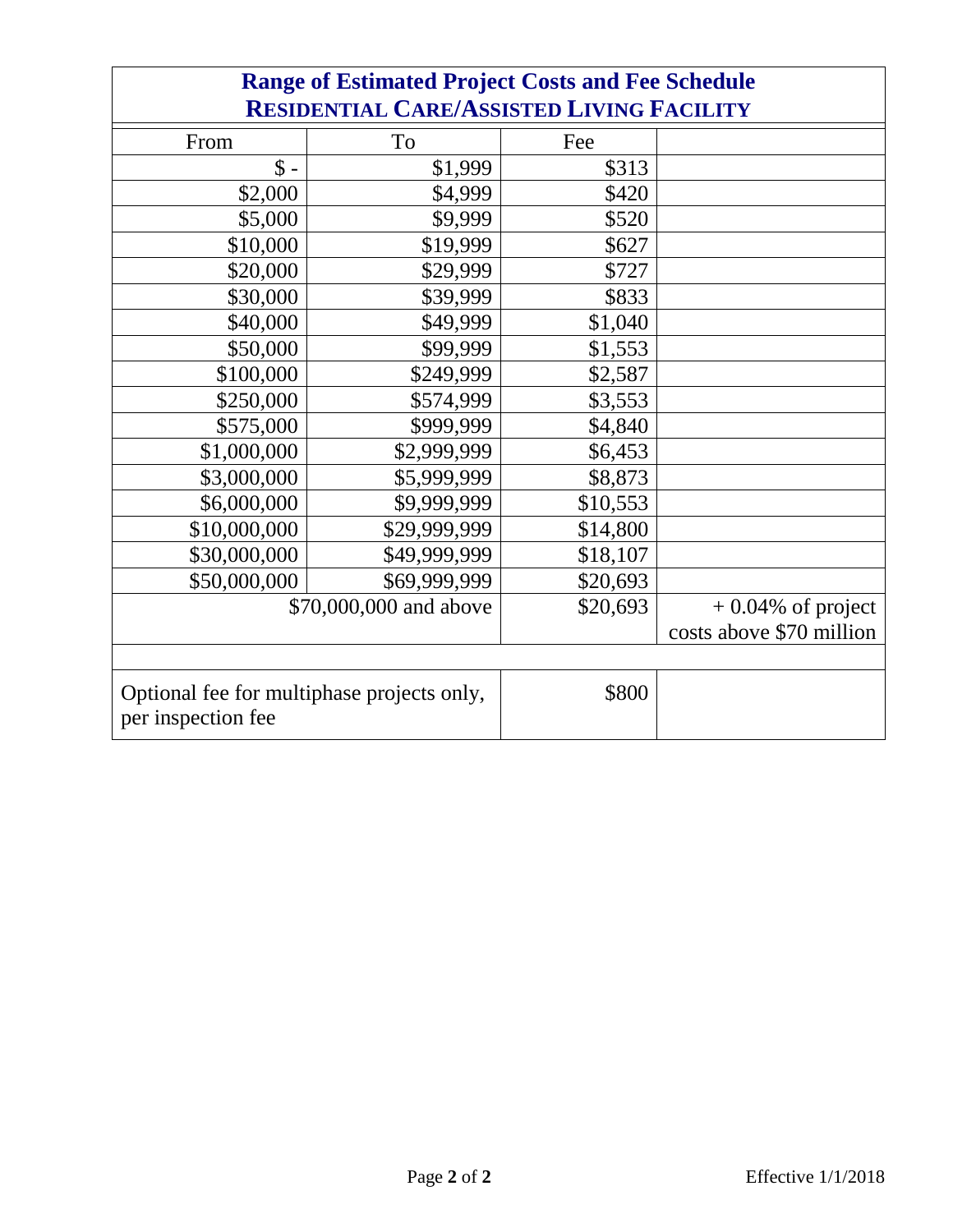## Range of Estimated Project Costs and Fee Schedule
## RESIDENTIAL CARE/ASSISTED LIVING FACILITY

| From | To | Fee | |
|---|---|---|---|
| $ - | $1,999 | $313 | |
| $2,000 | $4,999 | $420 | |
| $5,000 | $9,999 | $520 | |
| $10,000 | $19,999 | $627 | |
| $20,000 | $29,999 | $727 | |
| $30,000 | $39,999 | $833 | |
| $40,000 | $49,999 | $1,040 | |
| $50,000 | $99,999 | $1,553 | |
| $100,000 | $249,999 | $2,587 | |
| $250,000 | $574,999 | $3,553 | |
| $575,000 | $999,999 | $4,840 | |
| $1,000,000 | $2,999,999 | $6,453 | |
| $3,000,000 | $5,999,999 | $8,873 | |
| $6,000,000 | $9,999,999 | $10,553 | |
| $10,000,000 | $29,999,999 | $14,800 | |
| $30,000,000 | $49,999,999 | $18,107 | |
| $50,000,000 | $69,999,999 | $20,693 | |
| $70,000,000 and above | | $20,693 | + 0.04% of project costs above $70 million |
| | | | |
| Optional fee for multiphase projects only, per inspection fee | | $800 | |

Effective 1/1/2018